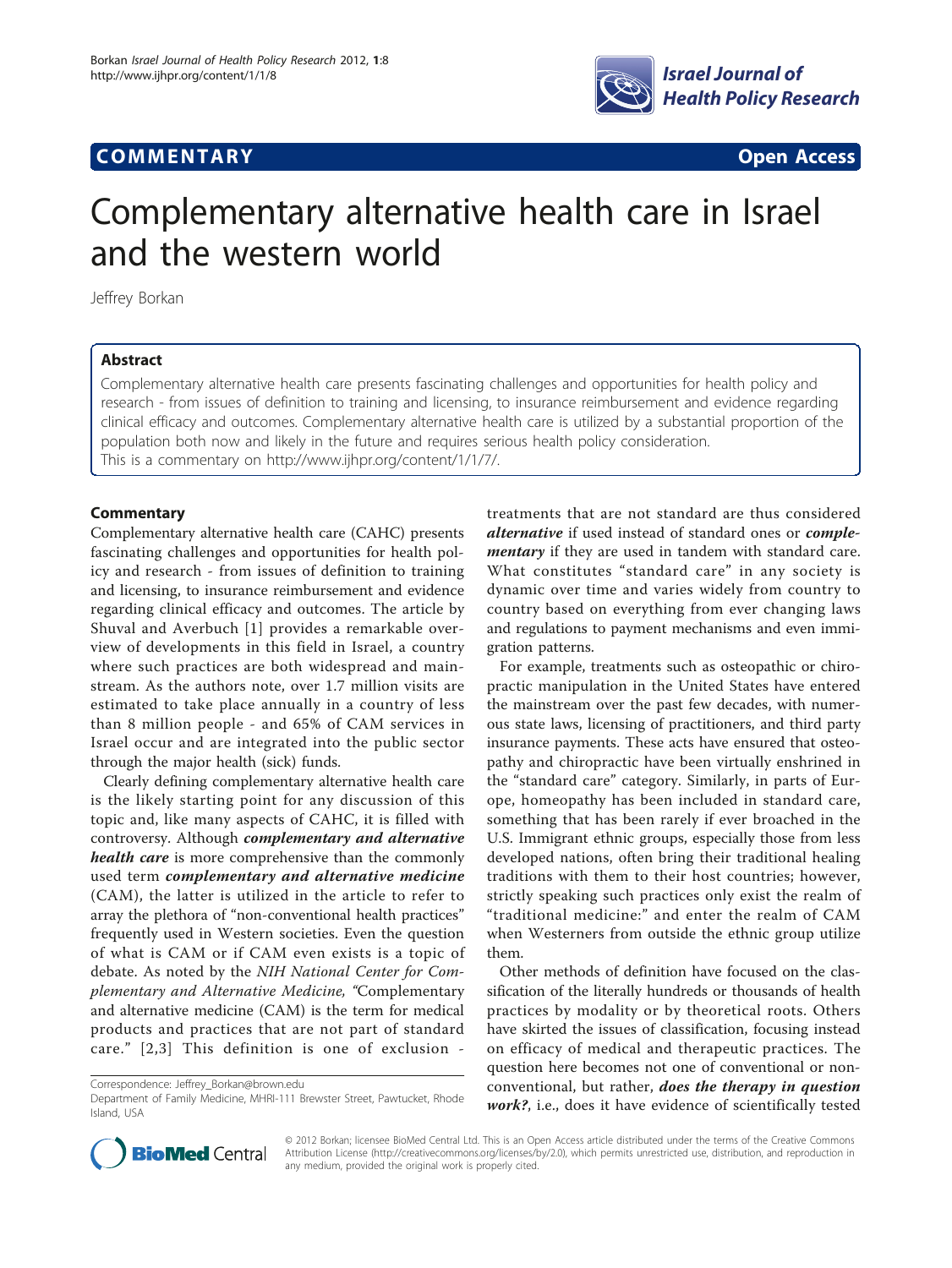**COMMENTARY** **Open Access**

# Complementary alternative health care in Israel and the western world

Jeffrey Borkan

## Abstract

Complementary alternative health care presents fascinating challenges and opportunities for health policy and research - from issues of definition to training and licensing, to insurance reimbursement and evidence regarding clinical efficacy and outcomes. Complementary alternative health care is utilized by a substantial proportion of the population both now and likely in the future and requires serious health policy consideration.

This is a commentary on http://www.ijhpr.org/content/1/1/7/.

## Commentary

Complementary alternative health care (CAHC) presents fascinating challenges and opportunities for health policy and research - from issues of definition to training and licensing, to insurance reimbursement and evidence regarding clinical efficacy and outcomes. The article by Shuval and Averbuch [1] provides a remarkable overview of developments in this field in Israel, a country where such practices are both widespread and mainstream. As the authors note, over 1.7 million visits are estimated to take place annually in a country of less than 8 million people - and 65% of CAM services in Israel occur and are integrated into the public sector through the major health (sick) funds.

Clearly defining complementary alternative health care is the likely starting point for any discussion of this topic and, like many aspects of CAHC, it is filled with controversy. Although ***complementary and alternative health care*** is more comprehensive than the commonly used term ***complementary and alternative medicine*** (CAM), the latter is utilized in the article to refer to array the plethora of "non-conventional health practices" frequently used in Western societies. Even the question of what is CAM or if CAM even exists is a topic of debate. As noted by the *NIH National Center for Complementary and Alternative Medicine*, "Complementary and alternative medicine (CAM) is the term for medical products and practices that are not part of standard care." [2,3] This definition is one of exclusion - treatments that are not standard are thus considered ***alternative*** if used instead of standard ones or ***complementary*** if they are used in tandem with standard care. What constitutes "standard care" in any society is dynamic over time and varies widely from country to country based on everything from ever changing laws and regulations to payment mechanisms and even immigration patterns.

For example, treatments such as osteopathic or chiropractic manipulation in the United States have entered the mainstream over the past few decades, with numerous state laws, licensing of practitioners, and third party insurance payments. These acts have ensured that osteopathy and chiropractic have been virtually enshrined in the "standard care" category. Similarly, in parts of Europe, homeopathy has been included in standard care, something that has been rarely if ever broached in the U.S. Immigrant ethnic groups, especially those from less developed nations, often bring their traditional healing traditions with them to their host countries; however, strictly speaking such practices only exist the realm of "traditional medicine:" and enter the realm of CAM when Westerners from outside the ethnic group utilize them.

Other methods of definition have focused on the classification of the literally hundreds or thousands of health practices by modality or by theoretical roots. Others have skirted the issues of classification, focusing instead on efficacy of medical and therapeutic practices. The question here becomes not one of conventional or non-conventional, but rather, ***does the therapy in question work?***, i.e., does it have evidence of scientifically tested

Correspondence: Jeffrey_Borkan@brown.edu
Department of Family Medicine, MHRI-111 Brewster Street, Pawtucket, Rhode Island, USA

© 2012 Borkan; licensee BioMed Central Ltd. This is an Open Access article distributed under the terms of the Creative Commons Attribution License (http://creativecommons.org/licenses/by/2.0), which permits unrestricted use, distribution, and reproduction in any medium, provided the original work is properly cited.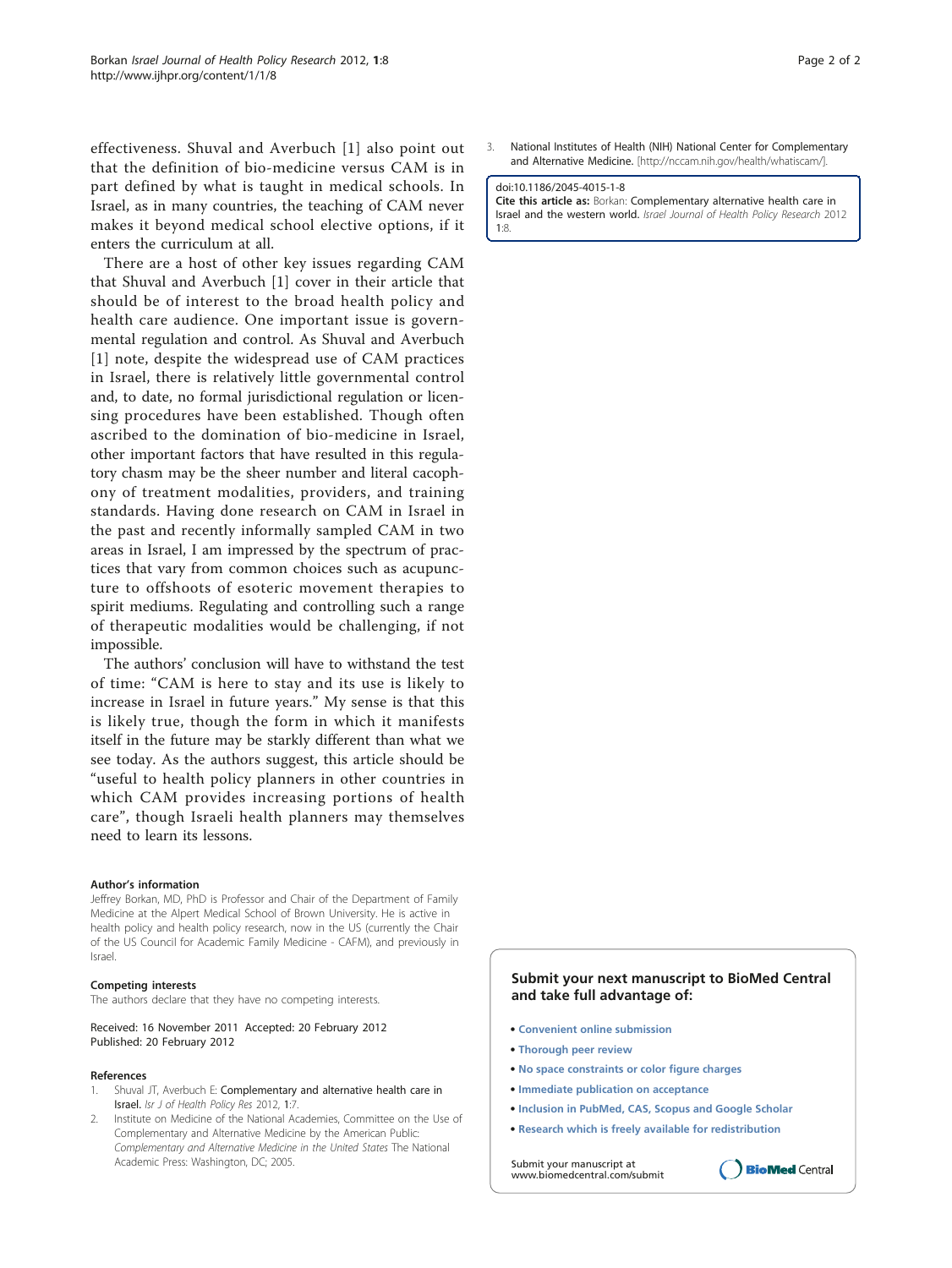effectiveness. Shuval and Averbuch [1] also point out that the definition of bio-medicine versus CAM is in part defined by what is taught in medical schools. In Israel, as in many countries, the teaching of CAM never makes it beyond medical school elective options, if it enters the curriculum at all.

There are a host of other key issues regarding CAM that Shuval and Averbuch [1] cover in their article that should be of interest to the broad health policy and health care audience. One important issue is governmental regulation and control. As Shuval and Averbuch [1] note, despite the widespread use of CAM practices in Israel, there is relatively little governmental control and, to date, no formal jurisdictional regulation or licensing procedures have been established. Though often ascribed to the domination of bio-medicine in Israel, other important factors that have resulted in this regulatory chasm may be the sheer number and literal cacophony of treatment modalities, providers, and training standards. Having done research on CAM in Israel in the past and recently informally sampled CAM in two areas in Israel, I am impressed by the spectrum of practices that vary from common choices such as acupuncture to offshoots of esoteric movement therapies to spirit mediums. Regulating and controlling such a range of therapeutic modalities would be challenging, if not impossible.

The authors' conclusion will have to withstand the test of time: "CAM is here to stay and its use is likely to increase in Israel in future years." My sense is that this is likely true, though the form in which it manifests itself in the future may be starkly different than what we see today. As the authors suggest, this article should be "useful to health policy planners in other countries in which CAM provides increasing portions of health care", though Israeli health planners may themselves need to learn its lessons.

#### Author's information

Jeffrey Borkan, MD, PhD is Professor and Chair of the Department of Family Medicine at the Alpert Medical School of Brown University. He is active in health policy and health policy research, now in the US (currently the Chair of the US Council for Academic Family Medicine - CAFM), and previously in Israel.

#### Competing interests

The authors declare that they have no competing interests.

Received: 16 November 2011 Accepted: 20 February 2012
Published: 20 February 2012

#### References

1. Shuval JT, Averbuch E: **Complementary and alternative health care in Israel.** *Isr J of Health Policy Res* 2012, **1**:7.
2. Institute on Medicine of the National Academies, Committee on the Use of Complementary and Alternative Medicine by the American Public: *Complementary and Alternative Medicine in the United States* The National Academic Press: Washington, DC; 2005.
3. National Institutes of Health (NIH) National Center for Complementary and Alternative Medicine. [http://nccam.nih.gov/health/whatiscam/].

doi:10.1186/2045-4015-1-8
**Cite this article as:** Borkan: Complementary alternative health care in Israel and the western world. *Israel Journal of Health Policy Research* 2012 **1**:8.

**Submit your next manuscript to BioMed Central and take full advantage of:**

- Convenient online submission
- Thorough peer review
- No space constraints or color figure charges
- Immediate publication on acceptance
- Inclusion in PubMed, CAS, Scopus and Google Scholar
- Research which is freely available for redistribution

Submit your manuscript at
www.biomedcentral.com/submit

BioMed Central